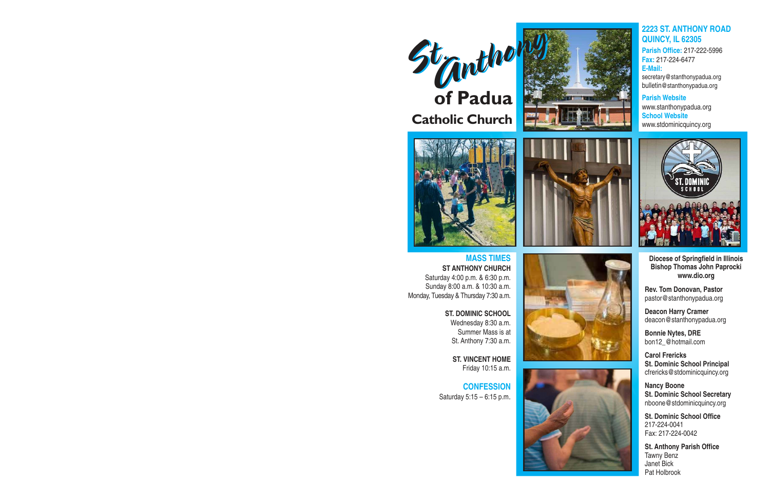# St. Anthony of Padua Catholic Church

**2223 ST. ANTHONY ROAD**
**QUINCY, IL 62305**

**Parish Office:** 217-222-5996
**Fax:** 217-224-6477
**E-Mail:**
secretary@stanthonypadua.org
bulletin@stanthonypadua.org

**Parish Website**
www.stanthonypadua.org
**School Website**
www.stdominicquincy.org

## MASS TIMES

**ST ANTHONY CHURCH**
Saturday 4:00 p.m. & 6:30 p.m.
Sunday 8:00 a.m. & 10:30 a.m.
Monday, Tuesday & Thursday 7:30 a.m.

**ST. DOMINIC SCHOOL**
Wednesday 8:30 a.m.
Summer Mass is at
St. Anthony 7:30 a.m.

**ST. VINCENT HOME**
Friday 10:15 a.m.

## CONFESSION

Saturday 5:15 – 6:15 p.m.

**Diocese of Springfield in Illinois**
**Bishop Thomas John Paprocki**
**www.dio.org**

**Rev. Tom Donovan, Pastor**
pastor@stanthonypadua.org

**Deacon Harry Cramer**
deacon@stanthonypadua.org

**Bonnie Nytes, DRE**
bon12_@hotmail.com

**Carol Frericks**
**St. Dominic School Principal**
cfrericks@stdominicquincy.org

**Nancy Boone**
**St. Dominic School Secretary**
nboone@stdominicquincy.org

**St. Dominic School Office**
217-224-0041
Fax: 217-224-0042

**St. Anthony Parish Office**
Tawny Benz
Janet Bick
Pat Holbrook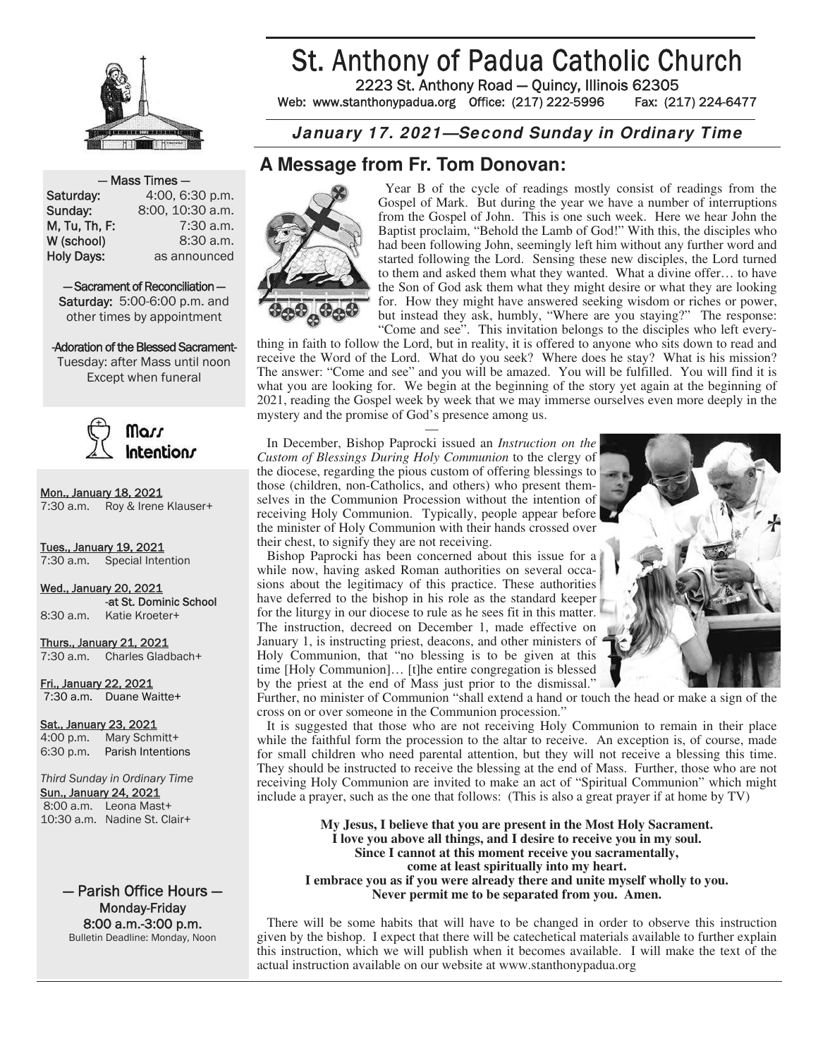# St. Anthony of Padua Catholic Church

2223 St. Anthony Road — Quincy, Illinois 62305

Web: www.stanthonypadua.org Office: (217) 222-5996 Fax: (217) 224-6477

***January 17. 2021—Second Sunday in Ordinary Time***

— Mass Times —

| | |
|---|---|
| **Saturday:** | 4:00, 6:30 p.m. |
| **Sunday:** | 8:00, 10:30 a.m. |
| **M, Tu, Th, F:** | 7:30 a.m. |
| **W (school)** | 8:30 a.m. |
| **Holy Days:** | as announced |

— Sacrament of Reconciliation —

**Saturday:** 5:00-6:00 p.m. and other times by appointment

-Adoration of the Blessed Sacrament-

Tuesday: after Mass until noon

Except when funeral

## Mass Intentions

Mon., January 18, 2021
7:30 a.m. Roy & Irene Klauser+

Tues., January 19, 2021
7:30 a.m. Special Intention

Wed., January 20, 2021
-at St. Dominic School
8:30 a.m. Katie Kroeter+

Thurs., January 21, 2021
7:30 a.m. Charles Gladbach+

Fri., January 22, 2021
7:30 a.m. Duane Waitte+

Sat., January 23, 2021
4:00 p.m. Mary Schmitt+
6:30 p.m. Parish Intentions

*Third Sunday in Ordinary Time*
Sun., January 24, 2021
8:00 a.m. Leona Mast+
10:30 a.m. Nadine St. Clair+

— Parish Office Hours —
Monday-Friday
8:00 a.m.-3:00 p.m.
Bulletin Deadline: Monday, Noon

## A Message from Fr. Tom Donovan:

Year B of the cycle of readings mostly consist of readings from the Gospel of Mark. But during the year we have a number of interruptions from the Gospel of John. This is one such week. Here we hear John the Baptist proclaim, "Behold the Lamb of God!" With this, the disciples who had been following John, seemingly left him without any further word and started following the Lord. Sensing these new disciples, the Lord turned to them and asked them what they wanted. What a divine offer… to have the Son of God ask them what they might desire or what they are looking for. How they might have answered seeking wisdom or riches or power, but instead they ask, humbly, "Where are you staying?" The response: "Come and see". This invitation belongs to the disciples who left everything in faith to follow the Lord, but in reality, it is offered to anyone who sits down to read and receive the Word of the Lord. What do you seek? Where does he stay? What is his mission? The answer: "Come and see" and you will be amazed. You will be fulfilled. You will find it is what you are looking for. We begin at the beginning of the story yet again at the beginning of 2021, reading the Gospel week by week that we may immerse ourselves even more deeply in the mystery and the promise of God's presence among us.

—

In December, Bishop Paprocki issued an *Instruction on the Custom of Blessings During Holy Communion* to the clergy of the diocese, regarding the pious custom of offering blessings to those (children, non-Catholics, and others) who present themselves in the Communion Procession without the intention of receiving Holy Communion. Typically, people appear before the minister of Holy Communion with their hands crossed over their chest, to signify they are not receiving.

Bishop Paprocki has been concerned about this issue for a while now, having asked Roman authorities on several occasions about the legitimacy of this practice. These authorities have deferred to the bishop in his role as the standard keeper for the liturgy in our diocese to rule as he sees fit in this matter. The instruction, decreed on December 1, made effective on January 1, is instructing priest, deacons, and other ministers of Holy Communion, that "no blessing is to be given at this time [Holy Communion]… [t]he entire congregation is blessed by the priest at the end of Mass just prior to the dismissal." Further, no minister of Communion "shall extend a hand or touch the head or make a sign of the cross on or over someone in the Communion procession."

It is suggested that those who are not receiving Holy Communion to remain in their place while the faithful form the procession to the altar to receive. An exception is, of course, made for small children who need parental attention, but they will not receive a blessing this time. They should be instructed to receive the blessing at the end of Mass. Further, those who are not receiving Holy Communion are invited to make an act of "Spiritual Communion" which might include a prayer, such as the one that follows: (This is also a great prayer if at home by TV)

**My Jesus, I believe that you are present in the Most Holy Sacrament.**
**I love you above all things, and I desire to receive you in my soul.**
**Since I cannot at this moment receive you sacramentally,**
**come at least spiritually into my heart.**
**I embrace you as if you were already there and unite myself wholly to you.**
**Never permit me to be separated from you. Amen.**

There will be some habits that will have to be changed in order to observe this instruction given by the bishop. I expect that there will be catechetical materials available to further explain this instruction, which we will publish when it becomes available. I will make the text of the actual instruction available on our website at www.stanthonypadua.org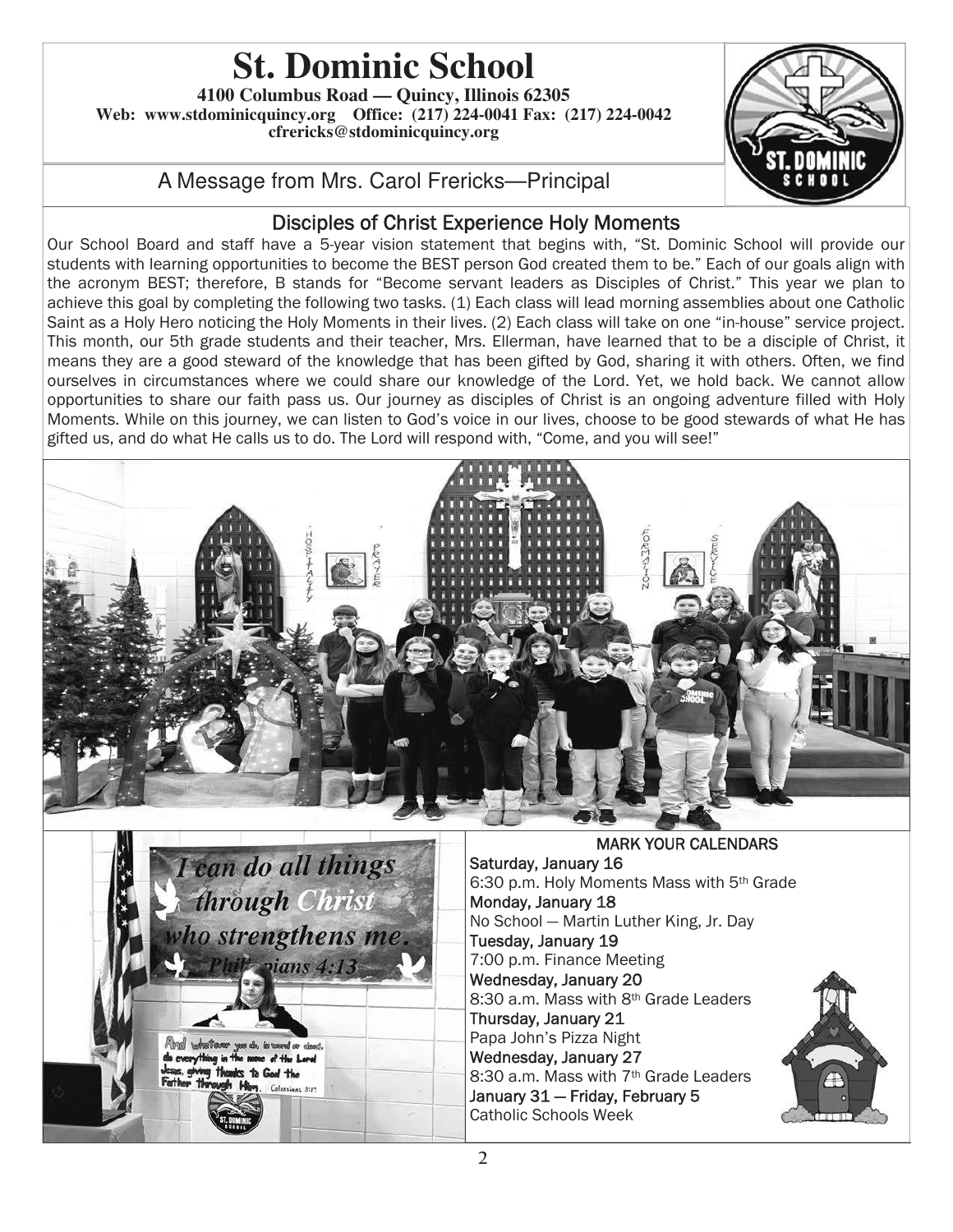# St. Dominic School

**4100 Columbus Road — Quincy, Illinois 62305**
**Web: www.stdominicquincy.org Office: (217) 224-0041 Fax: (217) 224-0042**
**cfrericks@stdominicquincy.org**

## A Message from Mrs. Carol Frericks—Principal

### Disciples of Christ Experience Holy Moments

Our School Board and staff have a 5-year vision statement that begins with, "St. Dominic School will provide our students with learning opportunities to become the BEST person God created them to be." Each of our goals align with the acronym BEST; therefore, B stands for "Become servant leaders as Disciples of Christ." This year we plan to achieve this goal by completing the following two tasks. (1) Each class will lead morning assemblies about one Catholic Saint as a Holy Hero noticing the Holy Moments in their lives. (2) Each class will take on one "in-house" service project. This month, our 5th grade students and their teacher, Mrs. Ellerman, have learned that to be a disciple of Christ, it means they are a good steward of the knowledge that has been gifted by God, sharing it with others. Often, we find ourselves in circumstances where we could share our knowledge of the Lord. Yet, we hold back. We cannot allow opportunities to share our faith pass us. Our journey as disciples of Christ is an ongoing adventure filled with Holy Moments. While on this journey, we can listen to God's voice in our lives, choose to be good stewards of what He has gifted us, and do what He calls us to do. The Lord will respond with, "Come, and you will see!"

### MARK YOUR CALENDARS

**Saturday, January 16**
6:30 p.m. Holy Moments Mass with 5th Grade

**Monday, January 18**
No School — Martin Luther King, Jr. Day

**Tuesday, January 19**
7:00 p.m. Finance Meeting

**Wednesday, January 20**
8:30 a.m. Mass with 8th Grade Leaders

**Thursday, January 21**
Papa John's Pizza Night

**Wednesday, January 27**
8:30 a.m. Mass with 7th Grade Leaders

**January 31 — Friday, February 5**
Catholic Schools Week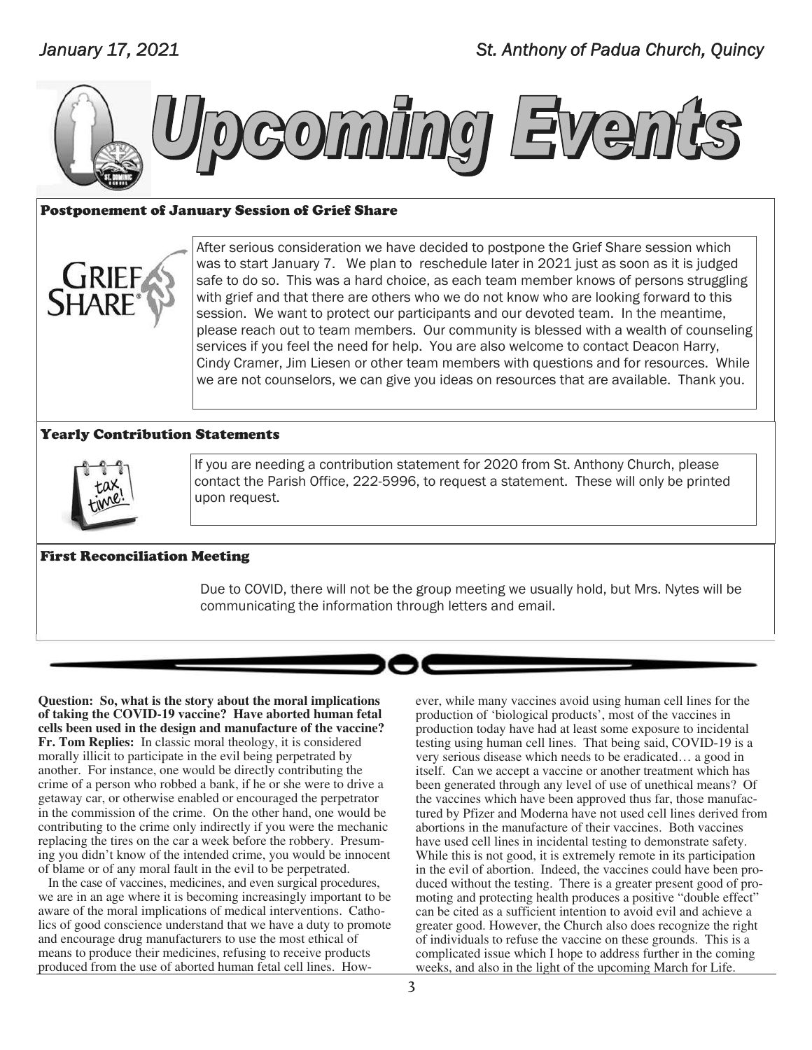# Upcoming Events

## Postponement of January Session of Grief Share

After serious consideration we have decided to postpone the Grief Share session which was to start January 7. We plan to reschedule later in 2021 just as soon as it is judged safe to do so. This was a hard choice, as each team member knows of persons struggling with grief and that there are others who we do not know who are looking forward to this session. We want to protect our participants and our devoted team. In the meantime, please reach out to team members. Our community is blessed with a wealth of counseling services if you feel the need for help. You are also welcome to contact Deacon Harry, Cindy Cramer, Jim Liesen or other team members with questions and for resources. While we are not counselors, we can give you ideas on resources that are available. Thank you.

## Yearly Contribution Statements

If you are needing a contribution statement for 2020 from St. Anthony Church, please contact the Parish Office, 222-5996, to request a statement. These will only be printed upon request.

## First Reconciliation Meeting

Due to COVID, there will not be the group meeting we usually hold, but Mrs. Nytes will be communicating the information through letters and email.

---

**Question: So, what is the story about the moral implications of taking the COVID-19 vaccine? Have aborted human fetal cells been used in the design and manufacture of the vaccine?**

**Fr. Tom Replies:** In classic moral theology, it is considered morally illicit to participate in the evil being perpetrated by another. For instance, one would be directly contributing the crime of a person who robbed a bank, if he or she were to drive a getaway car, or otherwise enabled or encouraged the perpetrator in the commission of the crime. On the other hand, one would be contributing to the crime only indirectly if you were the mechanic replacing the tires on the car a week before the robbery. Presuming you didn't know of the intended crime, you would be innocent of blame or of any moral fault in the evil to be perpetrated.

In the case of vaccines, medicines, and even surgical procedures, we are in an age where it is becoming increasingly important to be aware of the moral implications of medical interventions. Catholics of good conscience understand that we have a duty to promote and encourage drug manufacturers to use the most ethical of means to produce their medicines, refusing to receive products produced from the use of aborted human fetal cell lines. However, while many vaccines avoid using human cell lines for the production of 'biological products', most of the vaccines in production today have had at least some exposure to incidental testing using human cell lines. That being said, COVID-19 is a very serious disease which needs to be eradicated… a good in itself. Can we accept a vaccine or another treatment which has been generated through any level of use of unethical means? Of the vaccines which have been approved thus far, those manufactured by Pfizer and Moderna have not used cell lines derived from abortions in the manufacture of their vaccines. Both vaccines have used cell lines in incidental testing to demonstrate safety. While this is not good, it is extremely remote in its participation in the evil of abortion. Indeed, the vaccines could have been produced without the testing. There is a greater present good of promoting and protecting health produces a positive "double effect" can be cited as a sufficient intention to avoid evil and achieve a greater good. However, the Church also does recognize the right of individuals to refuse the vaccine on these grounds. This is a complicated issue which I hope to address further in the coming weeks, and also in the light of the upcoming March for Life.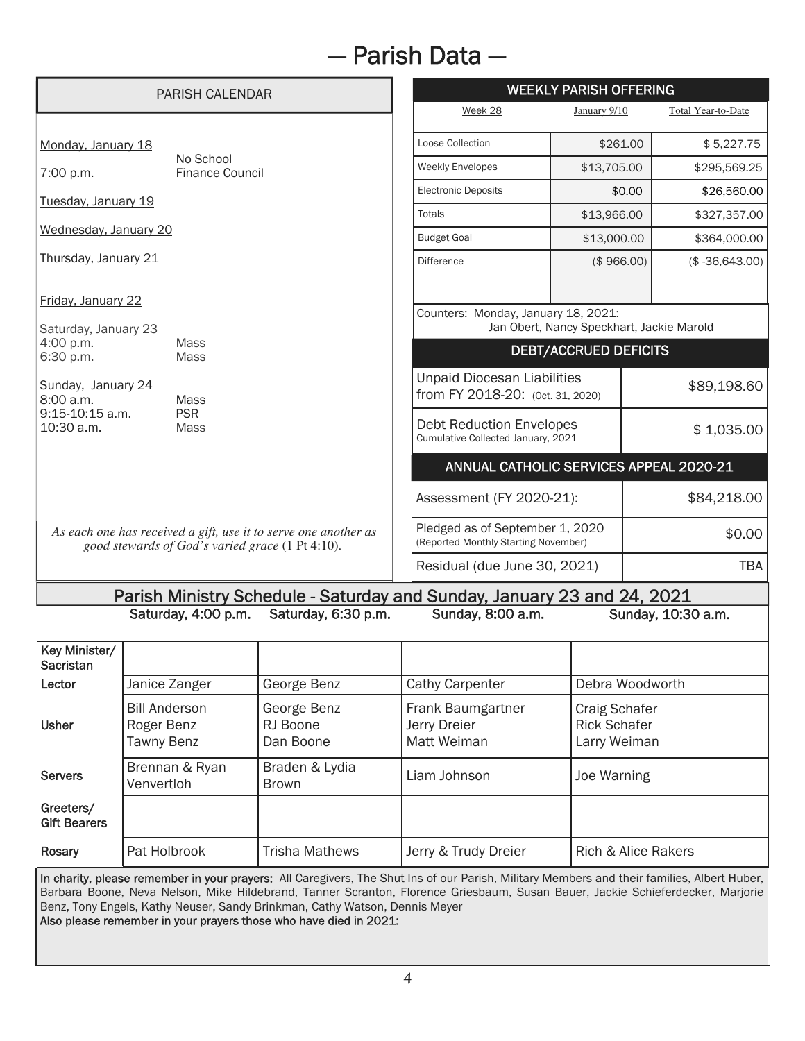# — Parish Data —

## PARISH CALENDAR

Monday, January 18
No School
7:00 p.m. Finance Council

Tuesday, January 19

Wednesday, January 20

Thursday, January 21

Friday, January 22

Saturday, January 23
4:00 p.m. Mass
6:30 p.m. Mass

Sunday, January 24
8:00 a.m. Mass
9:15-10:15 a.m. PSR
10:30 a.m. Mass

*As each one has received a gift, use it to serve one another as good stewards of God's varied grace* (1 Pt 4:10).

## WEEKLY PARISH OFFERING

| Week 28 | January 9/10 | Total Year-to-Date |
|---|---|---|
| Loose Collection | $261.00 | $ 5,227.75 |
| Weekly Envelopes | $13,705.00 | $295,569.25 |
| Electronic Deposits | $0.00 | $26,560.00 |
| Totals | $13,966.00 | $327,357.00 |
| Budget Goal | $13,000.00 | $364,000.00 |
| Difference | ($ 966.00) | ($ -36,643.00) |

Counters: Monday, January 18, 2021:
Jan Obert, Nancy Speckhart, Jackie Marold

## DEBT/ACCRUED DEFICITS

| | |
|---|---|
| Unpaid Diocesan Liabilities from FY 2018-20: (Oct. 31, 2020) | $89,198.60 |
| Debt Reduction Envelopes Cumulative Collected January, 2021 | $ 1,035.00 |

## ANNUAL CATHOLIC SERVICES APPEAL 2020-21

| | |
|---|---|
| Assessment (FY 2020-21): | $84,218.00 |
| Pledged as of September 1, 2020 (Reported Monthly Starting November) | $0.00 |
| Residual (due June 30, 2021) | TBA |

## Parish Ministry Schedule - Saturday and Sunday, January 23 and 24, 2021

| | Saturday, 4:00 p.m. | Saturday, 6:30 p.m. | Sunday, 8:00 a.m. | Sunday, 10:30 a.m. |
|---|---|---|---|---|
| Key Minister/ Sacristan | | | | |
| Lector | Janice Zanger | George Benz | Cathy Carpenter | Debra Woodworth |
| Usher | Bill Anderson<br>Roger Benz<br>Tawny Benz | George Benz<br>RJ Boone<br>Dan Boone | Frank Baumgartner<br>Jerry Dreier<br>Matt Weiman | Craig Schafer<br>Rick Schafer<br>Larry Weiman |
| Servers | Brennan & Ryan Venvertloh | Braden & Lydia Brown | Liam Johnson | Joe Warning |
| Greeters/ Gift Bearers | | | | |
| Rosary | Pat Holbrook | Trisha Mathews | Jerry & Trudy Dreier | Rich & Alice Rakers |

**In charity, please remember in your prayers:** All Caregivers, The Shut-Ins of our Parish, Military Members and their families, Albert Huber, Barbara Boone, Neva Nelson, Mike Hildebrand, Tanner Scranton, Florence Griesbaum, Susan Bauer, Jackie Schieferdecker, Marjorie Benz, Tony Engels, Kathy Neuser, Sandy Brinkman, Cathy Watson, Dennis Meyer

**Also please remember in your prayers those who have died in 2021:**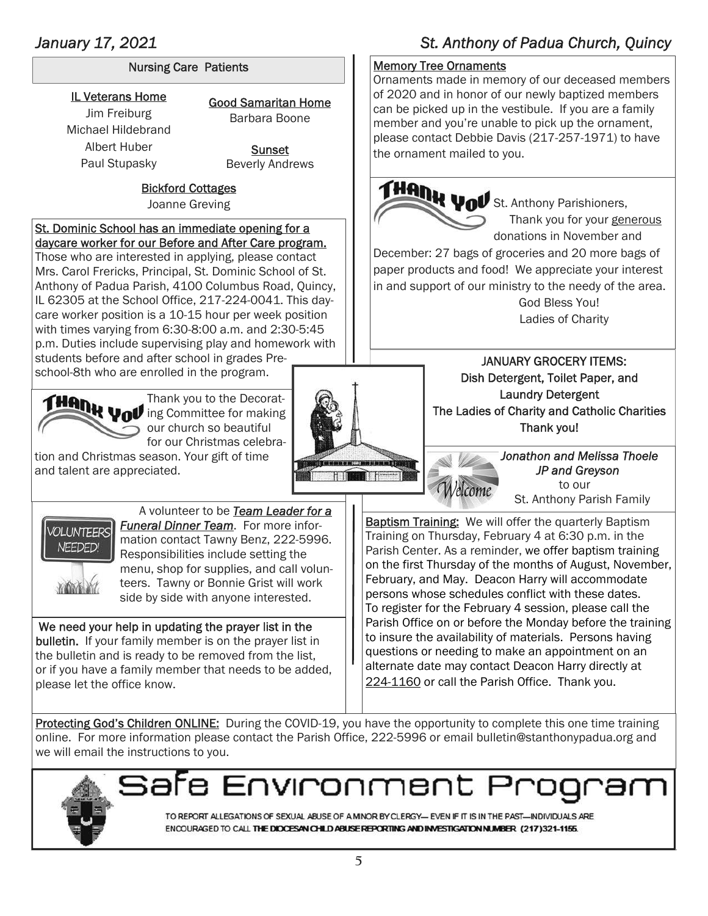## Nursing Care Patients

**IL Veterans Home**
Jim Freiburg
Michael Hildebrand
Albert Huber
Paul Stupasky

**Good Samaritan Home**
Barbara Boone

**Sunset**
Beverly Andrews

**Bickford Cottages**
Joanne Greving

**St. Dominic School has an immediate opening for a daycare worker for our Before and After Care program.**
Those who are interested in applying, please contact Mrs. Carol Frericks, Principal, St. Dominic School of St. Anthony of Padua Parish, 4100 Columbus Road, Quincy, IL 62305 at the School Office, 217-224-0041. This daycare worker position is a 10-15 hour per week position with times varying from 6:30-8:00 a.m. and 2:30-5:45 p.m. Duties include supervising play and homework with students before and after school in grades Pre-school-8th who are enrolled in the program.

**THANK YOU**

Thank you to the Decorating Committee for making our church so beautiful for our Christmas celebration and Christmas season. Your gift of time and talent are appreciated.

**VOLUNTEERS NEEDED!**

A volunteer to be ***Team Leader for a Funeral Dinner Team***. For more information contact Tawny Benz, 222-5996. Responsibilities include setting the menu, shop for supplies, and call volunteers. Tawny or Bonnie Grist will work side by side with anyone interested.

**We need your help in updating the prayer list in the bulletin.** If your family member is on the prayer list in the bulletin and is ready to be removed from the list, or if you have a family member that needs to be added, please let the office know.

**Memory Tree Ornaments**
Ornaments made in memory of our deceased members of 2020 and in honor of our newly baptized members can be picked up in the vestibule. If you are a family member and you're unable to pick up the ornament, please contact Debbie Davis (217-257-1971) to have the ornament mailed to you.

**THANK YOU**

St. Anthony Parishioners,
Thank you for your generous donations in November and December: 27 bags of groceries and 20 more bags of paper products and food! We appreciate your interest in and support of our ministry to the needy of the area.
God Bless You!
Ladies of Charity

**JANUARY GROCERY ITEMS:**
**Dish Detergent, Toilet Paper, and Laundry Detergent**
**The Ladies of Charity and Catholic Charities**
**Thank you!**

Welcome

*Jonathon and Melissa Thoele*
*JP and Greyson*
to our
St. Anthony Parish Family

**Baptism Training:** We will offer the quarterly Baptism Training on Thursday, February 4 at 6:30 p.m. in the Parish Center. As a reminder, we offer baptism training on the first Thursday of the months of August, November, February, and May. Deacon Harry will accommodate persons whose schedules conflict with these dates. To register for the February 4 session, please call the Parish Office on or before the Monday before the training to insure the availability of materials. Persons having questions or needing to make an appointment on an alternate date may contact Deacon Harry directly at 224-1160 or call the Parish Office. Thank you.

**Protecting God's Children ONLINE:** During the COVID-19, you have the opportunity to complete this one time training online. For more information please contact the Parish Office, 222-5996 or email bulletin@stanthonypadua.org and we will email the instructions to you.

# Safe Environment Program

TO REPORT ALLEGATIONS OF SEXUAL ABUSE OF A MINOR BY CLERGY— EVEN IF IT IS IN THE PAST—INDIVIDUALS ARE ENCOURAGED TO CALL **THE DIOCESAN CHILD ABUSE REPORTING AND INVESTIGATION NUMBER (217)321-1155.**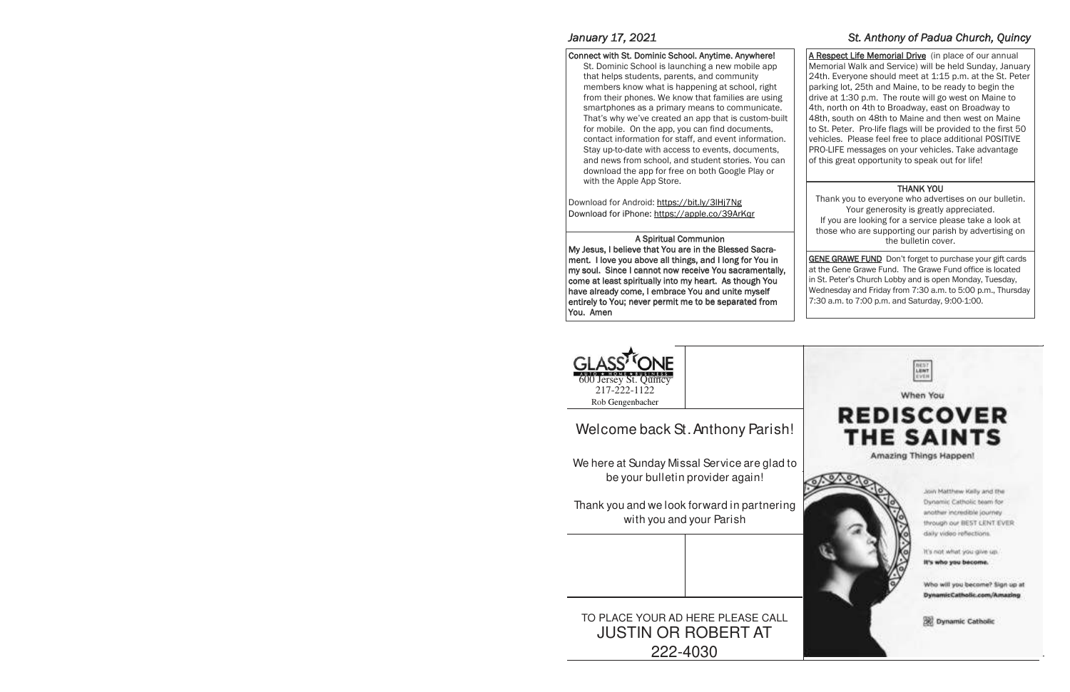**Connect with St. Dominic School. Anytime. Anywhere!**

St. Dominic School is launching a new mobile app that helps students, parents, and community members know what is happening at school, right from their phones. We know that families are using smartphones as a primary means to communicate. That's why we've created an app that is custom-built for mobile. On the app, you can find documents, contact information for staff, and event information. Stay up-to-date with access to events, documents, and news from school, and student stories. You can download the app for free on both Google Play or with the Apple App Store.

Download for Android: https://bit.ly/3lHj7Ng
Download for iPhone: https://apple.co/39ArKqr

**A Spiritual Communion**

**My Jesus, I believe that You are in the Blessed Sacrament. I love you above all things, and I long for You in my soul. Since I cannot now receive You sacramentally, come at least spiritually into my heart. As though You have already come, I embrace You and unite myself entirely to You; never permit me to be separated from You. Amen**

**A Respect Life Memorial Drive** (in place of our annual Memorial Walk and Service) will be held Sunday, January 24th. Everyone should meet at 1:15 p.m. at the St. Peter parking lot, 25th and Maine, to be ready to begin the drive at 1:30 p.m. The route will go west on Maine to 4th, north on 4th to Broadway, east on Broadway to 48th, south on 48th to Maine and then west on Maine to St. Peter. Pro-life flags will be provided to the first 50 vehicles. Please feel free to place additional POSITIVE PRO-LIFE messages on your vehicles. Take advantage of this great opportunity to speak out for life!

**THANK YOU**

Thank you to everyone who advertises on our bulletin. Your generosity is greatly appreciated.
If you are looking for a service please take a look at those who are supporting our parish by advertising on the bulletin cover.

**GENE GRAWE FUND** Don't forget to purchase your gift cards at the Gene Grawe Fund. The Grawe Fund office is located in St. Peter's Church Lobby and is open Monday, Tuesday, Wednesday and Friday from 7:30 a.m. to 5:00 p.m., Thursday 7:30 a.m. to 7:00 p.m. and Saturday, 9:00-1:00.

GLASS ONE
AUTO • HOME • BUSINESS
600 Jersey St. Quincy
217-222-1122
Rob Gengenbacher

Welcome back St. Anthony Parish!

We here at Sunday Missal Service are glad to be your bulletin provider again!

Thank you and we look forward in partnering with you and your Parish

BEST LENT EVER

When You

**REDISCOVER THE SAINTS**

Amazing Things Happen!

Join Matthew Kelly and the Dynamic Catholic team for another incredible journey through our BEST LENT EVER daily video reflections.

It's not what you give up.
**It's who you become.**

Who will you become? Sign up at **DynamicCatholic.com/Amazing**

Dynamic Catholic

TO PLACE YOUR AD HERE PLEASE CALL
JUSTIN OR ROBERT AT
222-4030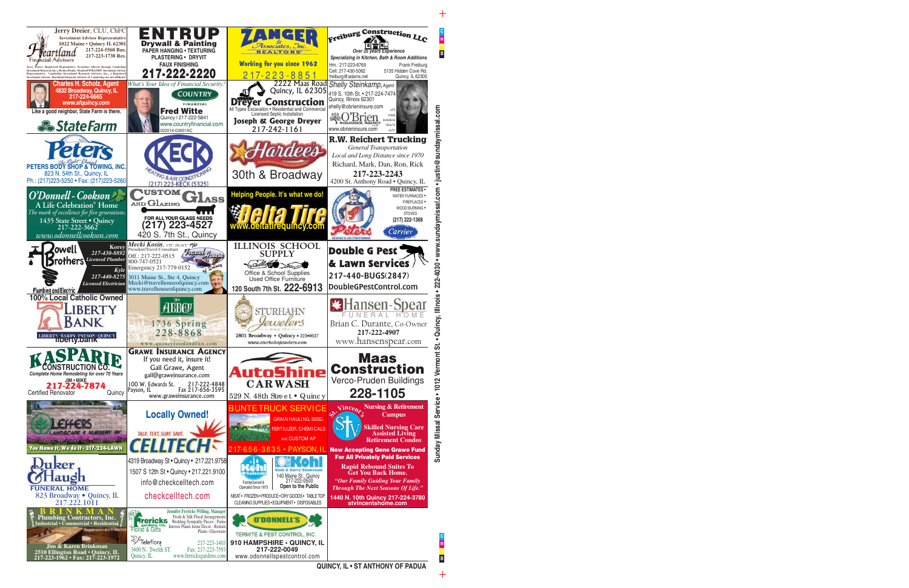**Jerry Dreier**, CLU, ChFC
Investment Advisor Representative
1022 Maine • Quincy IL 62301
217-224-5560 Bus.
217-223-1738 Res.
Heartland Financial Advisors
Jerry Dreier, Registered Representative, Securities offered through Cambridge Investment Research, Inc. a Broker/Dealer, Member FINRA/SIPC Investment Advisor Representative, Cambridge Investment Research Advisors, Inc., a Registered Investment Advisor. Heartland Financial Advisors & Cambridge are not affiliated.

**ENTRUP**
Drywall & Painting
PAPER HANGING • TEXTURING
PLASTERING • DRYVIT
FAUX FINISHING
217-222-2220

**ZANGER & Associates, Inc.**
REALTORS
Working for you since 1962
217-223-8851

**Freiburg Construction LLC**
Over 25 years Experience
Specializing in Kitchen, Bath & Room Additions
Hm.: 217-223-6769
Cell: 217-430-5062
freiburg@adams.net
Frank Freiburg
5135 Hidden Cove Rd.
Quincy, IL 62305

**Charles H. Scholz, Agent**
4832 Broadway, Quincy, IL
217-224-6665
www.sfquincy.com
Like a good neighbor, State Farm is there.
State Farm

What's Your Idea of Financial Security?
COUNTRY FINANCIAL
**Fred Witte**
Quincy | 217-222-5841
www.countryfinancial.com
022014-02601AC

2222 Maas Road
Quincy, IL 62305
**Dreyer Construction**
All Types Excavation • Residential and Commercial
Licensed Septic Installation
**Joseph & George Dreyer**
217-242-1161

**Shelly Strickland**, Agent
419 S. 10th St. • 217-224-7474
Quincy, Illinois 62301
shelly@obrieninsure.com
O'Brien Insurance Agency
LIFE • HOME • BUSINESS • HEALTH • AUTO
www.obrieninsure.com

**Peters**
The Right Choice
PETERS BODY SHOP & TOWING, INC.
823 N. 54th St., Quincy, IL
Ph.: (217)223-5250 • Fax: (217)223-5260

**KECK**
HEATING & AIR CONDITIONING
(217) 223-KECK (5325)

**Hardee's**
30th & Broadway

**R.W. Reichert Trucking**
General Transportation
Local and Long Distance since 1970
Richard, Mark, Dan, Ron, Rick
217-223-2243
4200 St. Anthony Road • Quincy, IL

**O'Donnell - Cookson**
A Life Celebration® Home
The mark of excellence for five generations.
1435 State Street • Quincy
217-222-3662
www.odonnellcookson.com

**Custom Glass and Glazing**
FOR ALL YOUR GLASS NEEDS
(217) 223-4527
420 S. 7th St., Quincy

Helping People. It's what we do!
**Delta Tire**
www.deltatirequincy.com

FREE ESTIMATES •
WATER FURNACES •
FIREPLACES •
WOOD BURNING •
STOVES
(217) 222-1368
**Peters** HEATING & AIR CONDITIONING
Carrier

**Powell Brothers**
Plumbing and Electric
Korey 217-430-8892 Licensed Plumber
Kyle 217-440-8275 Licensed Electrician

**Mecki Kosin**, CTC, DS, ACC
President/Travel Consultant
The Travel House of Quincy
Off.: 217-222-0515
800-747-0521
Emergency 217-779-0152
3011 Maine St., Ste 4, Quincy
Mecki@travelhouseofquincy.com
www.travelhouseofquincy.com

**ILLINOIS SCHOOL SUPPLY**
Office & School Supplies
Used Office Furniture
120 South 7th St. 222-6913

**Double G Pest & Lawn Services**
217-440-BUGS(2847)
DoubleGPestControl.com

100% Local Catholic Owned
**LIBERTY BANK**
LIBERTY • BARRY • PAYSON • QUINCY
liberty.bank

**ABBEY**
1736 Spring
228-8868
www.quincyfoodandfun.com

**STURHAHN Jewelers**
SINCE 1911
2801 Broadway • Quincy • 223•0027
www.sturhahnjewelers.com

**Hansen-Spear**
FUNERAL HOME
Brian C. Durante, Co-Owner
217-222-4907
www.hansenspear.com

**KASPARIE CONSTRUCTION CO.**
Complete Home Remodeling for over 70 Years
JIM • MIKE
217-224-7874
Certified Renovator
Quincy

**GRAWE INSURANCE AGENCY**
If you need it, insure it!
Gail Grawe, Agent
gail@graweinsurance.com
100 W. Edwards St.
Payson, IL
217-222-4848
Fax 217-656-3595
www.graweinsurance.com

**AutoShine CARWASH**
529 N. 48th Street • Quincy

**Maas Construction**
Verco-Pruden Buildings
228-1105

**LEFFERS LANDSCAPE & NURSERY, INC.**
You Name It, We do It • 217-224-LAWN

Locally Owned!
TALK. TEXT. SURF. SAVE.
**CELLTECH**
4319 Broadway St • Quincy • 217.221.9758
1507 S 12th St • Quincy • 217.221.9100
info@checkcelltech.com
checkcelltech.com

**BUNTE TRUCK SERVICE**
GRAIN HAULING, SEED, FERTILIZER, CHEMICALS AND CUSTOM AP
217-656-3835 • PAYSON, IL

**St. Vincent's**
Nursing & Retirement Campus
Skilled Nursing Care
Assisted Living
Retirement Condos
Now Accepting Gene Grawe Fund For All Privately Paid Services
Rapid Rebound Suites To Get You Back Home.
"Our Family Guiding Your Family Through The Next Seasons Of Life."
1440 N. 10th Quincy 217-224-3780
stvincentshome.com

**Duker & Haugh**
FUNERAL HOME
823 Broadway • Quincy, IL
217.222.1011

**Kohl Wholesale**
Family Owned & Operated Since 1873
Cash & Carry Showroom
140 Maine St., Quincy
217-222-0500
Open to the Public
MEAT • FROZEN • PRODUCE • DRY GOODS • TABLETOP
CLEANING SUPPLIES • EQUIPMENT • DISPOSABLES

**BRINKMAN Plumbing Contractors, Inc.**
Industrial • Commercial • Residential
Registration #055-000558
Jim & Karen Brinkman
2510 Ellington Road • Quincy, IL
217-223-1962 • Fax: 217-223-1972

**Jennifer Frericks Willing, Manager**
Frericks gardens, inc.
Florist & Gifts
Fresh & Silk Floral Arrangements
Wedding Sympathy Pieces - Partie
Interior Plants home Decor - Rentals
Plants - Glassware
Teleflora
3400 N. Twelfth ST.
Quincy, IL
217-223-1403
Fax: 217-223-7593
www.fréricksgardens.com

**O'DONNELL'S**
TERMITE & PEST CONTROL, INC.
910 HAMPSHIRE • QUINCY, IL
217-222-0049
www.odonnellspestcontrol.com

Sunday Missal Service • 1012 Vermont St. • Quincy, Illinois • 222-4030 • www.sundaymissal.com • justin@sundaymissal.com

QUINCY, IL • ST ANTHONY OF PADUA